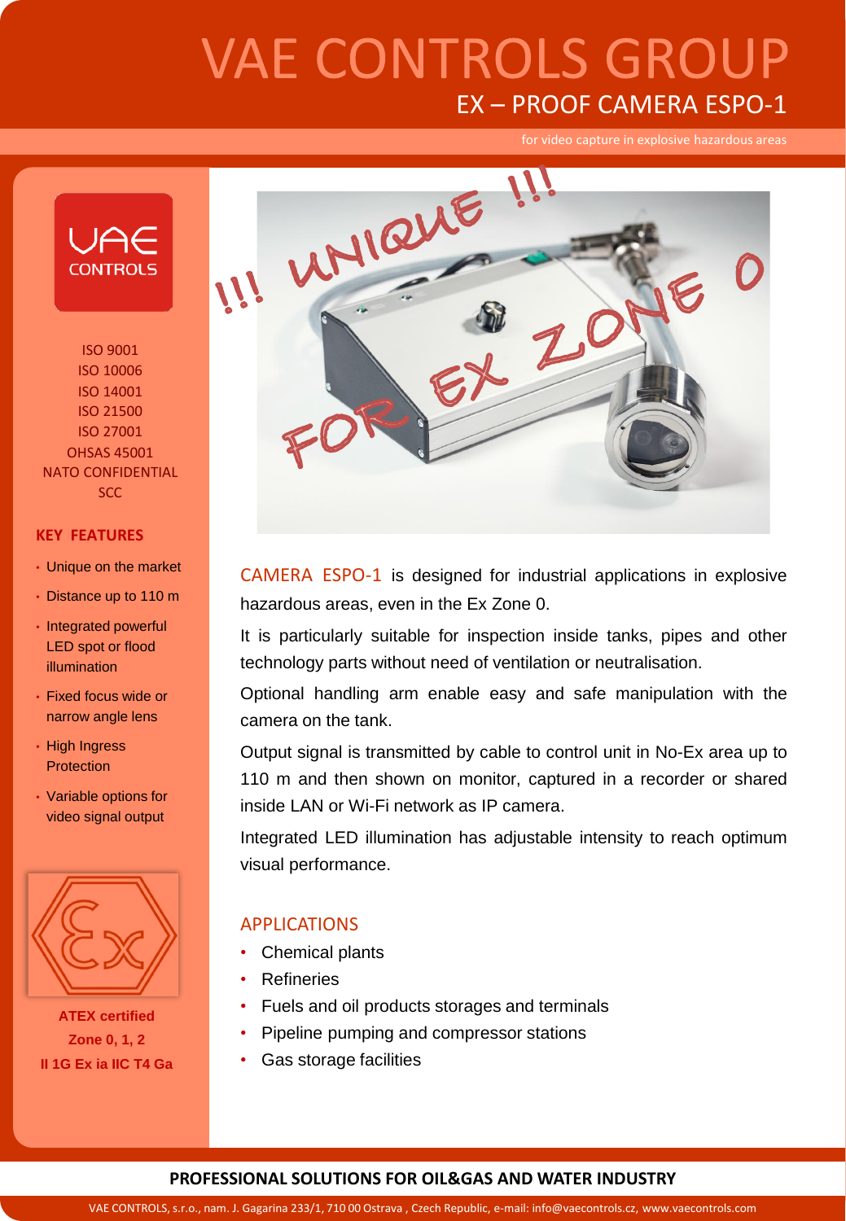# VAE CONTROLS GROUP

## EX – PROOF CAMERA ESPO-1

for video capture in explosive hazardous areas

VAE CONTROLS

ISO 9001
ISO 10006
ISO 14001
ISO 21500
ISO 27001
OHSAS 45001
NATO CONFIDENTIAL
SCC

### KEY FEATURES

- Unique on the market
- Distance up to 110 m
- Integrated powerful LED spot or flood illumination
- Fixed focus wide or narrow angle lens
- High Ingress Protection
- Variable options for video signal output

**ATEX certified**
**Zone 0, 1, 2**
**II 1G Ex ia IIC T4 Ga**

!!! UNIQUE !!! FOR EX ZONE 0

CAMERA ESPO-1 is designed for industrial applications in explosive hazardous areas, even in the Ex Zone 0.

It is particularly suitable for inspection inside tanks, pipes and other technology parts without need of ventilation or neutralisation.

Optional handling arm enable easy and safe manipulation with the camera on the tank.

Output signal is transmitted by cable to control unit in No-Ex area up to 110 m and then shown on monitor, captured in a recorder or shared inside LAN or Wi-Fi network as IP camera.

Integrated LED illumination has adjustable intensity to reach optimum visual performance.

### APPLICATIONS

- Chemical plants
- Refineries
- Fuels and oil products storages and terminals
- Pipeline pumping and compressor stations
- Gas storage facilities

**PROFESSIONAL SOLUTIONS FOR OIL&GAS AND WATER INDUSTRY**

VAE CONTROLS, s.r.o., nam. J. Gagarina 233/1, 710 00 Ostrava , Czech Republic, e-mail: info@vaecontrols.cz, www.vaecontrols.com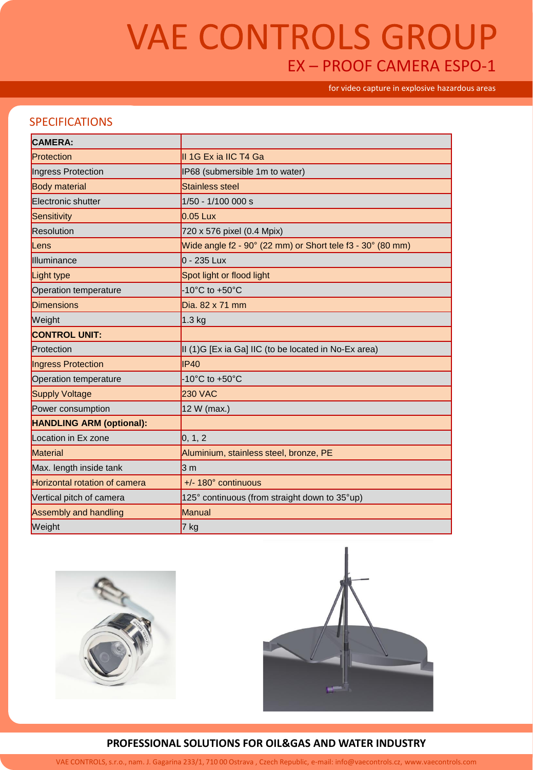# VAE CONTROLS GROUP

## EX – PROOF CAMERA ESPO-1

for video capture in explosive hazardous areas

## SPECIFICATIONS

| **CAMERA:** | |
|---|---|
| Protection | II 1G Ex ia IIC T4 Ga |
| Ingress Protection | IP68 (submersible 1m to water) |
| Body material | Stainless steel |
| Electronic shutter | 1/50 - 1/100 000 s |
| Sensitivity | 0.05 Lux |
| Resolution | 720 x 576 pixel (0.4 Mpix) |
| Lens | Wide angle f2 - 90° (22 mm) or Short tele f3 - 30° (80 mm) |
| Illuminance | 0 - 235 Lux |
| Light type | Spot light or flood light |
| Operation temperature | -10°C to +50°C |
| Dimensions | Dia. 82 x 71 mm |
| Weight | 1.3 kg |
| **CONTROL UNIT:** | |
| Protection | II (1)G [Ex ia Ga] IIC (to be located in No-Ex area) |
| Ingress Protection | IP40 |
| Operation temperature | -10°C to +50°C |
| Supply Voltage | 230 VAC |
| Power consumption | 12 W (max.) |
| **HANDLING ARM (optional):** | |
| Location in Ex zone | 0, 1, 2 |
| Material | Aluminium, stainless steel, bronze, PE |
| Max. length inside tank | 3 m |
| Horizontal rotation of camera | +/- 180° continuous |
| Vertical pitch of camera | 125° continuous (from straight down to 35°up) |
| Assembly and handling | Manual |
| Weight | 7 kg |

**PROFESSIONAL SOLUTIONS FOR OIL&GAS AND WATER INDUSTRY**

VAE CONTROLS, s.r.o., nam. J. Gagarina 233/1, 710 00 Ostrava , Czech Republic, e-mail: info@vaecontrols.cz, www.vaecontrols.com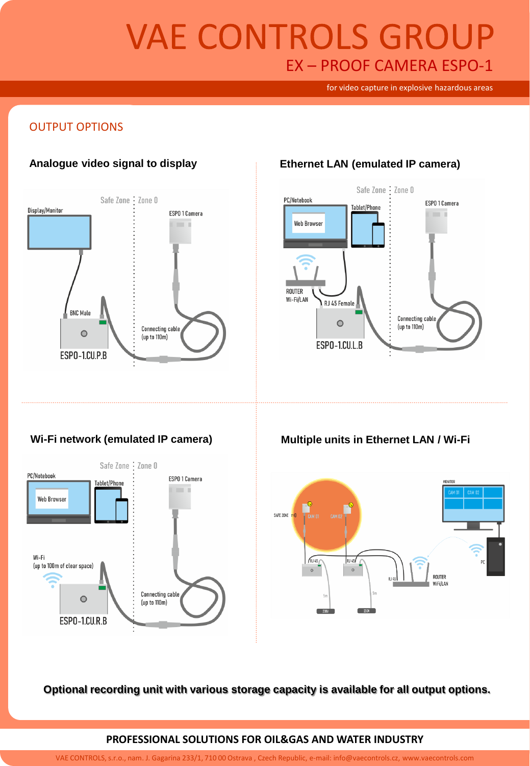# VAE CONTROLS GROUP

## EX – PROOF CAMERA ESPO-1

for video capture in explosive hazardous areas

## OUTPUT OPTIONS

### Analogue video signal to display

Safe Zone | Zone 0

Display/Monitor

ESPO 1 Camera

BNC Male

Connecting cable (up to 110m)

ESPO-1.CU.P.B

### Ethernet LAN (emulated IP camera)

Safe Zone | Zone 0

PC/Notebook

Web Browser

Tablet/Phone

ESPO 1 Camera

ROUTER Wi-Fi/LAN

RJ 45 Female

Connecting cable (up to 110m)

ESPO-1.CU.L.B

### Wi-Fi network (emulated IP camera)

Safe Zone | Zone 0

PC/Notebook

Web Browser

Tablet/Phone

ESPO 1 Camera

Wi-Fi (up to 100m of clear space)

Connecting cable (up to 110m)

ESPO-1.CU.R.B

### Multiple units in Ethernet LAN / Wi-Fi

SAFE ZONE | Z0

CAM 01 CAM 02

MONITOR CAM 01 CAM 02

RJ 45 RJ 45 RJ 45

ROUTER WiFi/LAN

PC

5m 5m

230V 230V

**Optional recording unit with various storage capacity is available for all output options.**

**PROFESSIONAL SOLUTIONS FOR OIL&GAS AND WATER INDUSTRY**

VAE CONTROLS, s.r.o., nam. J. Gagarina 233/1, 710 00 Ostrava , Czech Republic, e-mail: info@vaecontrols.cz, www.vaecontrols.com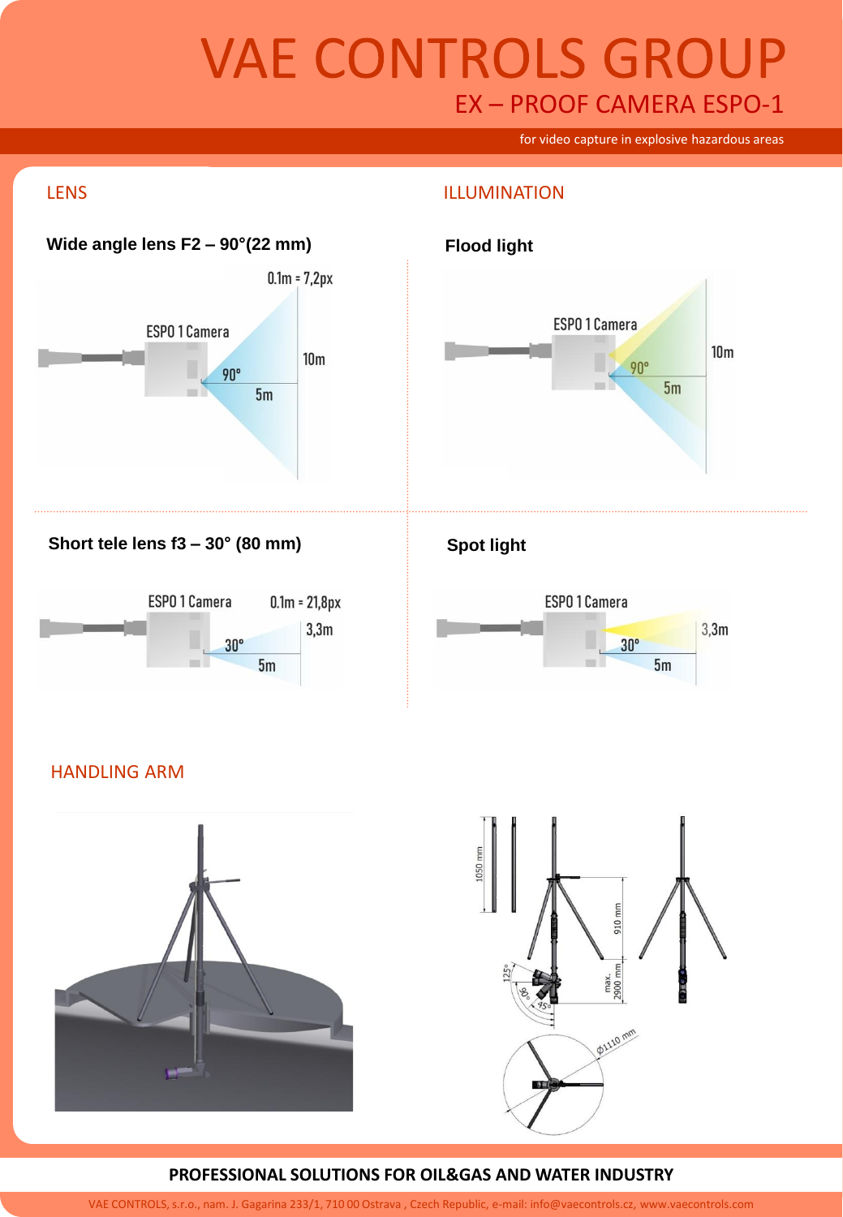# VAE CONTROLS GROUP

## EX – PROOF CAMERA ESPO-1

for video capture in hazardous areas

## LENS

### Wide angle lens F2 – 90°(22 mm)

0.1m = 7,2px
ESPO 1 Camera
10m
90°
5m

### Short tele lens f3 – 30° (80 mm)

ESPO 1 Camera
0.1m = 21,8px
3,3m
30°
5m

## ILLUMINATION

### Flood light

ESPO 1 Camera
10m
90°
5m

### Spot light

ESPO 1 Camera
3,3m
30°
5m

## HANDLING ARM

1050 mm
910 mm
max. 2900 mm
125°
90°
45°
Ø1110 mm

**PROFESSIONAL SOLUTIONS FOR OIL&GAS AND WATER INDUSTRY**

VAE CONTROLS, s.r.o., nam. J. Gagarina 233/1, 710 00 Ostrava , Czech Republic, e-mail: info@vaecontrols.cz, www.vaecontrols.com